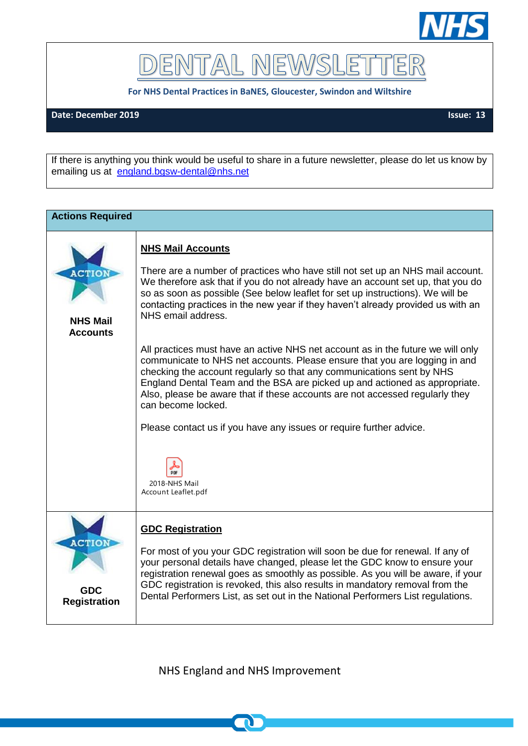# DENTAL NEWSLETTER

**For NHS Dental Practices in BaNES, Gloucester, Swindon and Wiltshire**

**Date: December 2019** **Issue: 13**

If there is anything you think would be useful to share in a future newsletter, please do let us know by emailing us at england.bgsw-dental@nhs.net

## Actions Required

| ACTION | |
|---|---|
| **NHS Mail Accounts** | **NHS Mail Accounts**<br><br>There are a number of practices who have still not set up an NHS mail account. We therefore ask that if you do not already have an account set up, that you do so as soon as possible (See below leaflet for set up instructions). We will be contacting practices in the new year if they haven't already provided us with an NHS email address.<br><br>All practices must have an active NHS net account as in the future we will only communicate to NHS net accounts. Please ensure that you are logging in and checking the account regularly so that any communications sent by NHS England Dental Team and the BSA are picked up and actioned as appropriate. Also, please be aware that if these accounts are not accessed regularly they can become locked.<br><br>Please contact us if you have any issues or require further advice.<br><br>2018-NHS Mail Account Leaflet.pdf |
| **GDC Registration** | **GDC Registration**<br><br>For most of you your GDC registration will soon be due for renewal. If any of your personal details have changed, please let the GDC know to ensure your registration renewal goes as smoothly as possible. As you will be aware, if your GDC registration is revoked, this also results in mandatory removal from the Dental Performers List, as set out in the National Performers List regulations. |

NHS England and NHS Improvement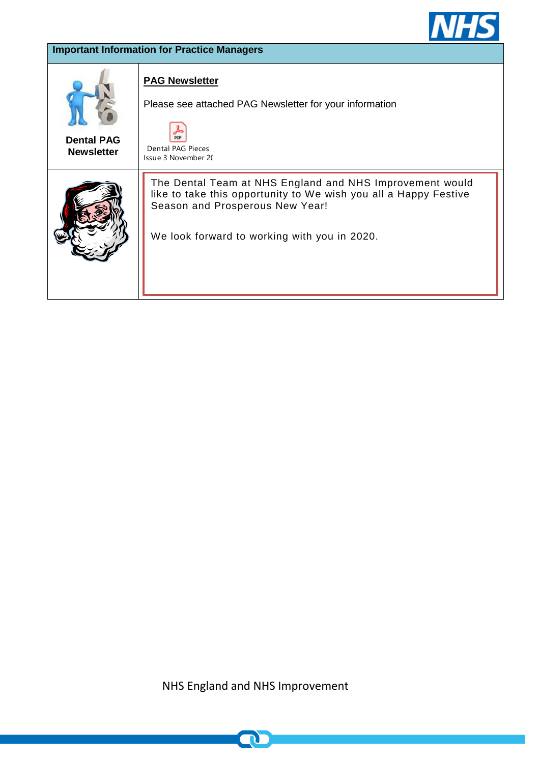| Important Information for Practice Managers | |
|---|---|
| **Dental PAG Newsletter** | **PAG Newsletter**<br><br>Please see attached PAG Newsletter for your information<br><br>Dental PAG Pieces Issue 3 November 2( |
| | The Dental Team at NHS England and NHS Improvement would like to take this opportunity to We wish you all a Happy Festive Season and Prosperous New Year!<br><br>We look forward to working with you in 2020. |

NHS England and NHS Improvement